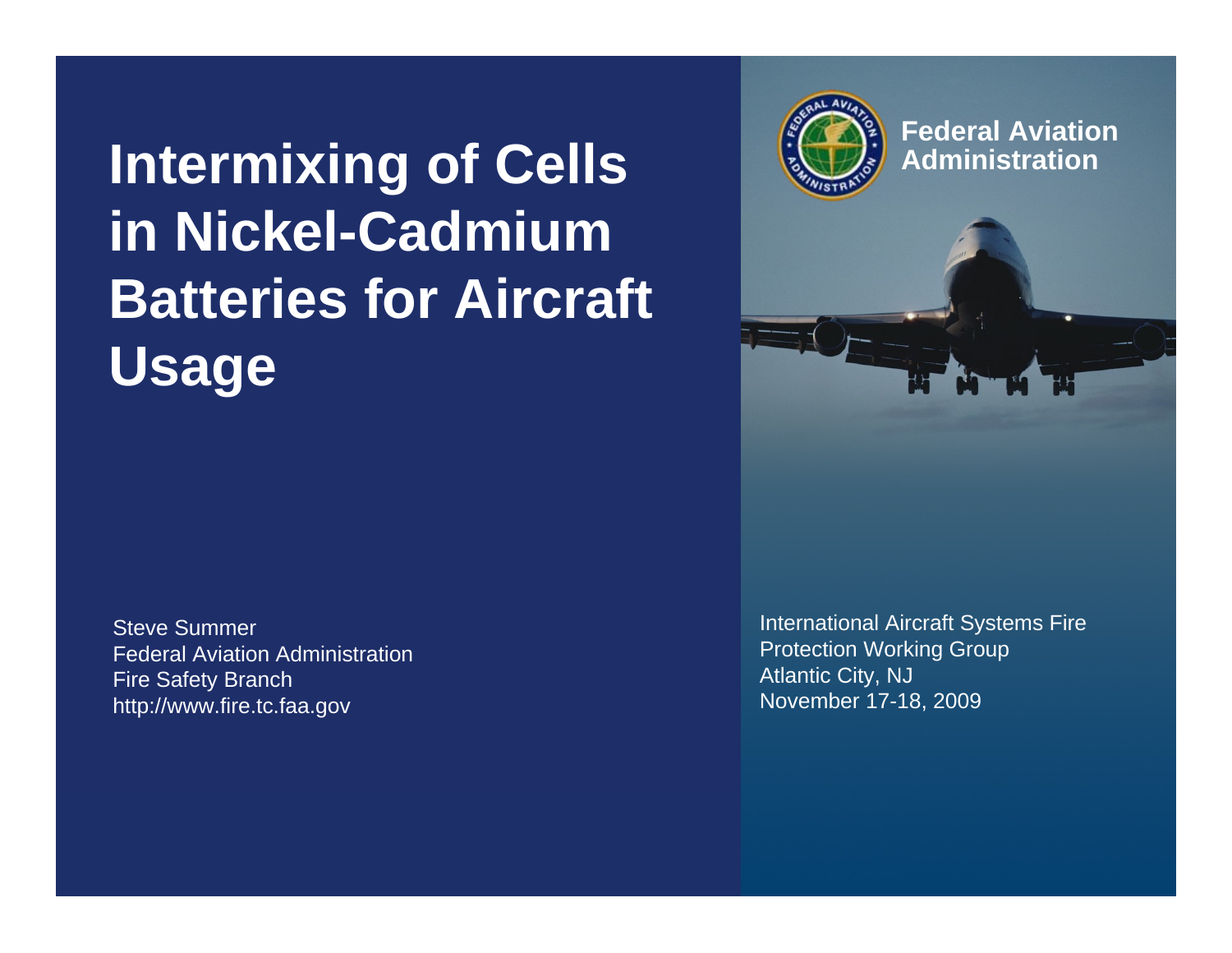# Intermixing of Cells in Nickel-Cadmium Batteries for Aircraft Usage

**Federal Aviation Administration**

Steve Summer
Federal Aviation Administration
Fire Safety Branch
http://www.fire.tc.faa.gov

International Aircraft Systems Fire Protection Working Group
Atlantic City, NJ
November 17-18, 2009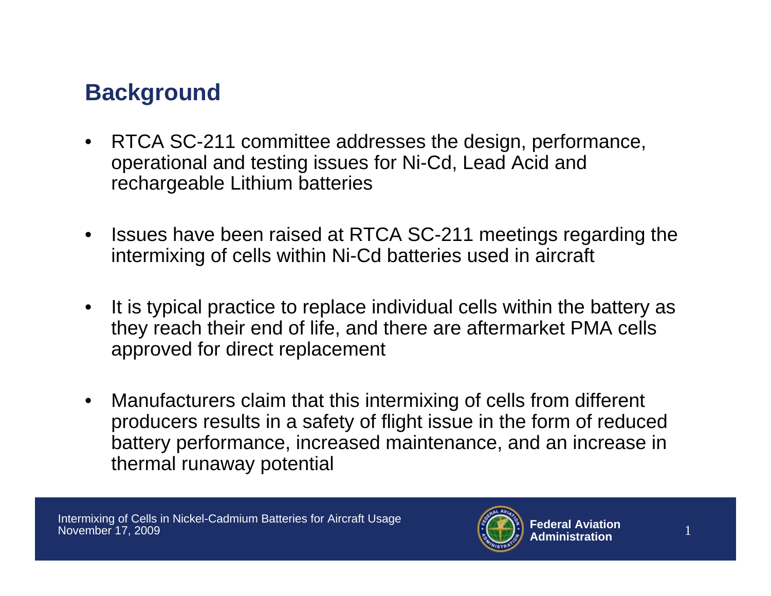## Background

- RTCA SC-211 committee addresses the design, performance, operational and testing issues for Ni-Cd, Lead Acid and rechargeable Lithium batteries
- Issues have been raised at RTCA SC-211 meetings regarding the intermixing of cells within Ni-Cd batteries used in aircraft
- It is typical practice to replace individual cells within the battery as they reach their end of life, and there are aftermarket PMA cells approved for direct replacement
- Manufacturers claim that this intermixing of cells from different producers results in a safety of flight issue in the form of reduced battery performance, increased maintenance, and an increase in thermal runaway potential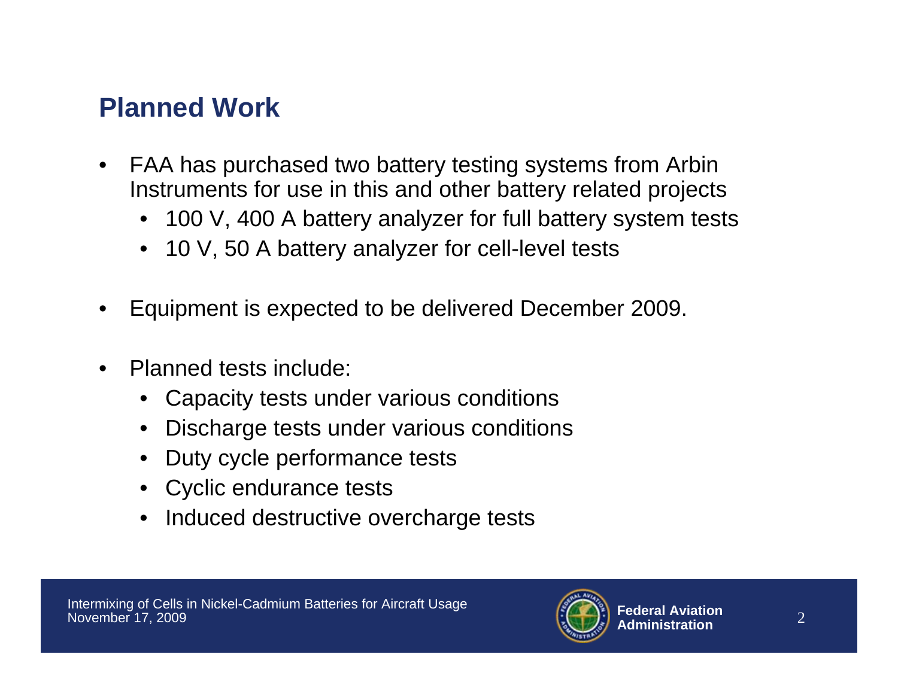## Planned Work

- FAA has purchased two battery testing systems from Arbin Instruments for use in this and other battery related projects
  - 100 V, 400 A battery analyzer for full battery system tests
  - 10 V, 50 A battery analyzer for cell-level tests
- Equipment is expected to be delivered December 2009.
- Planned tests include:
  - Capacity tests under various conditions
  - Discharge tests under various conditions
  - Duty cycle performance tests
  - Cyclic endurance tests
  - Induced destructive overcharge tests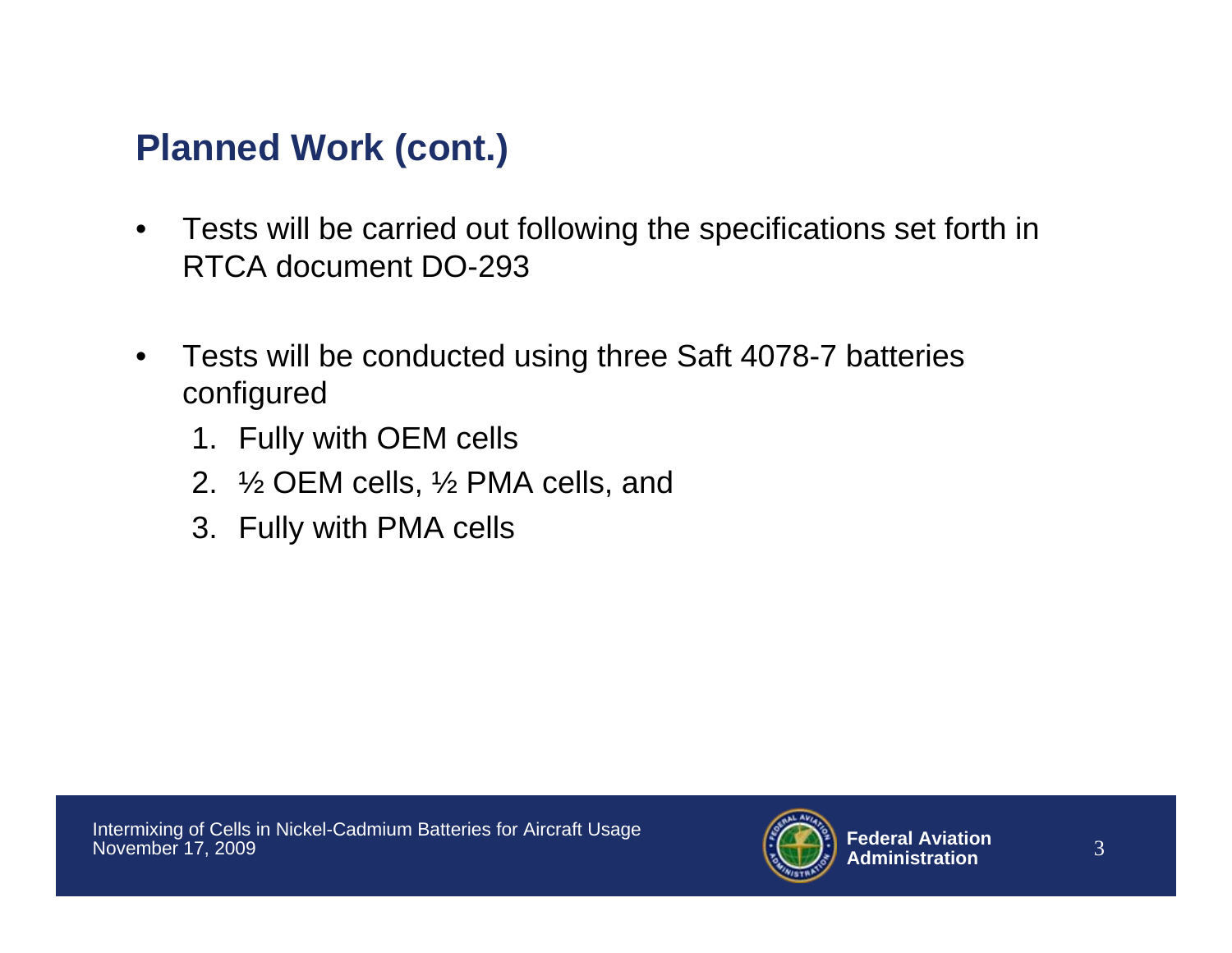## Planned Work (cont.)

- Tests will be carried out following the specifications set forth in RTCA document DO-293
- Tests will be conducted using three Saft 4078-7 batteries configured
  1. Fully with OEM cells
  2. ½ OEM cells, ½ PMA cells, and
  3. Fully with PMA cells